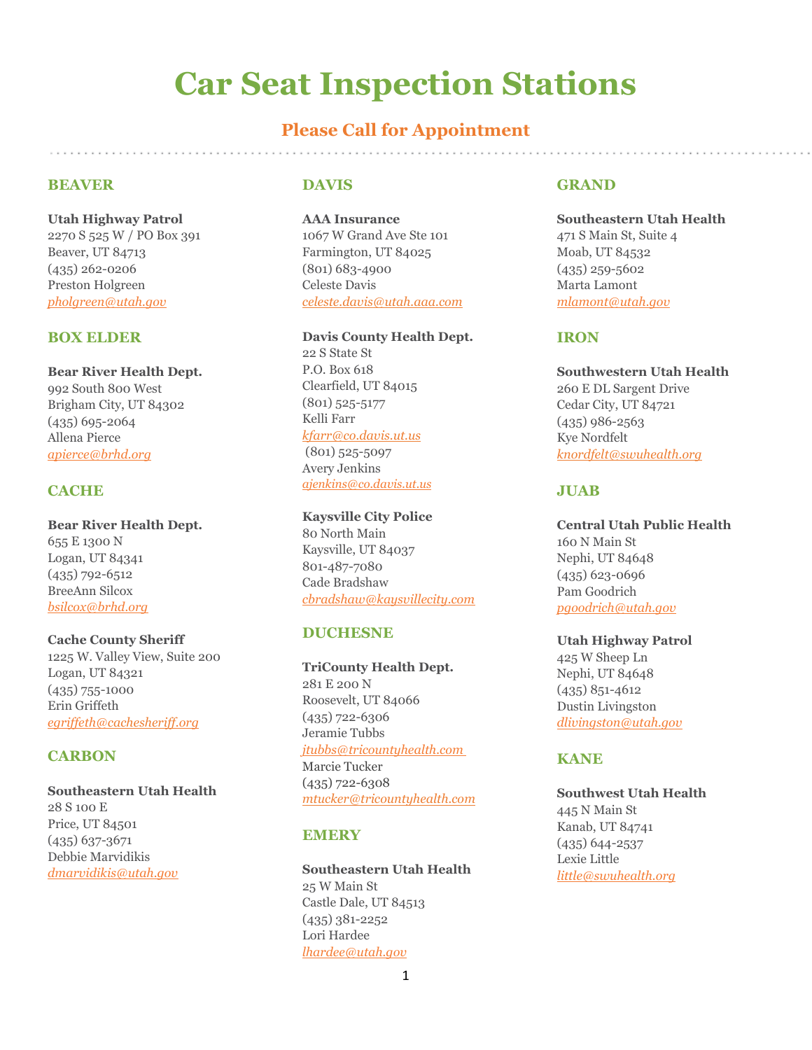# Car Seat Inspection Stations

## Please Call for Appointment

### BEAVER

**Utah Highway Patrol**
2270 S 525 W / PO Box 391
Beaver, UT 84713
(435) 262-0206
Preston Holgreen
pholgreen@utah.gov

### BOX ELDER

**Bear River Health Dept.**
992 South 800 West
Brigham City, UT 84302
(435) 695-2064
Allena Pierce
apierce@brhd.org

### CACHE

**Bear River Health Dept.**
655 E 1300 N
Logan, UT 84341
(435) 792-6512
BreeAnn Silcox
bsilcox@brhd.org

**Cache County Sheriff**
1225 W. Valley View, Suite 200
Logan, UT 84321
(435) 755-1000
Erin Griffeth
egriffeth@cachesheriff.org

### CARBON

**Southeastern Utah Health**
28 S 100 E
Price, UT 84501
(435) 637-3671
Debbie Marvidikis
dmarvidikis@utah.gov

### DAVIS

**AAA Insurance**
1067 W Grand Ave Ste 101
Farmington, UT 84025
(801) 683-4900
Celeste Davis
celeste.davis@utah.aaa.com

**Davis County Health Dept.**
22 S State St
P.O. Box 618
Clearfield, UT 84015
(801) 525-5177
Kelli Farr
kfarr@co.davis.ut.us
(801) 525-5097
Avery Jenkins
ajenkins@co.davis.ut.us

**Kaysville City Police**
80 North Main
Kaysville, UT 84037
801-487-7080
Cade Bradshaw
cbradshaw@kaysvillecity.com

### DUCHESNE

**TriCounty Health Dept.**
281 E 200 N
Roosevelt, UT 84066
(435) 722-6306
Jeramie Tubbs
jtubbs@tricountyhealth.com
Marcie Tucker
(435) 722-6308
mtucker@tricountyhealth.com

### EMERY

**Southeastern Utah Health**
25 W Main St
Castle Dale, UT 84513
(435) 381-2252
Lori Hardee
lhardee@utah.gov

### GRAND

**Southeastern Utah Health**
471 S Main St, Suite 4
Moab, UT 84532
(435) 259-5602
Marta Lamont
mlamont@utah.gov

### IRON

**Southwestern Utah Health**
260 E DL Sargent Drive
Cedar City, UT 84721
(435) 986-2563
Kye Nordfelt
knordfelt@swuhealth.org

### JUAB

**Central Utah Public Health**
160 N Main St
Nephi, UT 84648
(435) 623-0696
Pam Goodrich
pgoodrich@utah.gov

**Utah Highway Patrol**
425 W Sheep Ln
Nephi, UT 84648
(435) 851-4612
Dustin Livingston
dlivingston@utah.gov

### KANE

**Southwest Utah Health**
445 N Main St
Kanab, UT 84741
(435) 644-2537
Lexie Little
little@swuhealth.org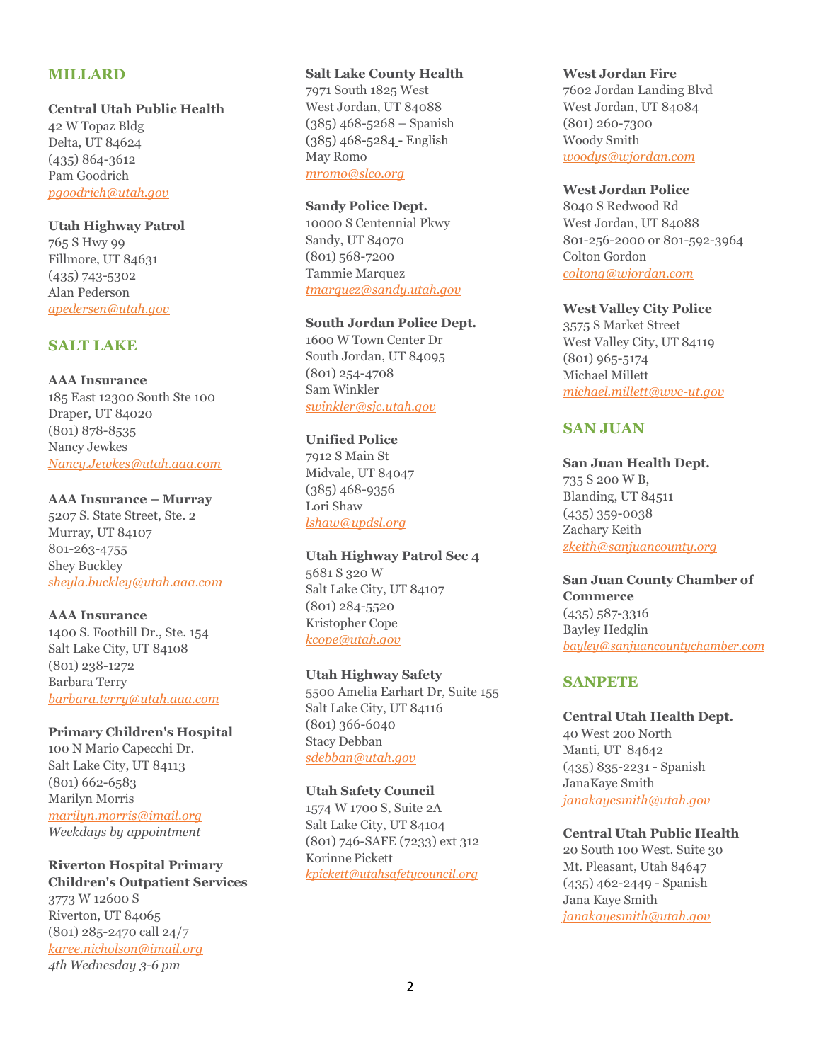## MILLARD

**Central Utah Public Health**
42 W Topaz Bldg
Delta, UT 84624
(435) 864-3612
Pam Goodrich
*pgoodrich@utah.gov*

**Utah Highway Patrol**
765 S Hwy 99
Fillmore, UT 84631
(435) 743-5302
Alan Pederson
*apedersen@utah.gov*

## SALT LAKE

**AAA Insurance**
185 East 12300 South Ste 100
Draper, UT 84020
(801) 878-8535
Nancy Jewkes
*Nancy.Jewkes@utah.aaa.com*

**AAA Insurance – Murray**
5207 S. State Street, Ste. 2
Murray, UT 84107
801-263-4755
Shey Buckley
*sheyla.buckley@utah.aaa.com*

**AAA Insurance**
1400 S. Foothill Dr., Ste. 154
Salt Lake City, UT 84108
(801) 238-1272
Barbara Terry
*barbara.terry@utah.aaa.com*

**Primary Children's Hospital**
100 N Mario Capecchi Dr.
Salt Lake City, UT 84113
(801) 662-6583
Marilyn Morris
*marilyn.morris@imail.org*
*Weekdays by appointment*

**Riverton Hospital Primary Children's Outpatient Services**
3773 W 12600 S
Riverton, UT 84065
(801) 285-2470 call 24/7
*karee.nicholson@imail.org*
*4th Wednesday 3-6 pm*

**Salt Lake County Health**
7971 South 1825 West
West Jordan, UT 84088
(385) 468-5268 – Spanish
(385) 468-5284 - English
May Romo
*mromo@slco.org*

**Sandy Police Dept.**
10000 S Centennial Pkwy
Sandy, UT 84070
(801) 568-7200
Tammie Marquez
*tmarquez@sandy.utah.gov*

**South Jordan Police Dept.**
1600 W Town Center Dr
South Jordan, UT 84095
(801) 254-4708
Sam Winkler
*swinkler@sjc.utah.gov*

**Unified Police**
7912 S Main St
Midvale, UT 84047
(385) 468-9356
Lori Shaw
*lshaw@updsl.org*

**Utah Highway Patrol Sec 4**
5681 S 320 W
Salt Lake City, UT 84107
(801) 284-5520
Kristopher Cope
*kcope@utah.gov*

**Utah Highway Safety**
5500 Amelia Earhart Dr, Suite 155
Salt Lake City, UT 84116
(801) 366-6040
Stacy Debban
*sdebban@utah.gov*

**Utah Safety Council**
1574 W 1700 S, Suite 2A
Salt Lake City, UT 84104
(801) 746-SAFE (7233) ext 312
Korinne Pickett
*kpickett@utahsafetycouncil.org*

**West Jordan Fire**
7602 Jordan Landing Blvd
West Jordan, UT 84084
(801) 260-7300
Woody Smith
*woodys@wjordan.com*

**West Jordan Police**
8040 S Redwood Rd
West Jordan, UT 84088
801-256-2000 or 801-592-3964
Colton Gordon
*coltong@wjordan.com*

**West Valley City Police**
3575 S Market Street
West Valley City, UT 84119
(801) 965-5174
Michael Millett
*michael.millett@wvc-ut.gov*

## SAN JUAN

**San Juan Health Dept.**
735 S 200 W B,
Blanding, UT 84511
(435) 359-0038
Zachary Keith
*zkeith@sanjuancounty.org*

**San Juan County Chamber of Commerce**
(435) 587-3316
Bayley Hedglin
*bayley@sanjuancountychamber.com*

## SANPETE

**Central Utah Health Dept.**
40 West 200 North
Manti, UT 84642
(435) 835-2231 - Spanish
JanaKaye Smith
*janakayesmith@utah.gov*

**Central Utah Public Health**
20 South 100 West. Suite 30
Mt. Pleasant, Utah 84647
(435) 462-2449 - Spanish
Jana Kaye Smith
*janakayesmith@utah.gov*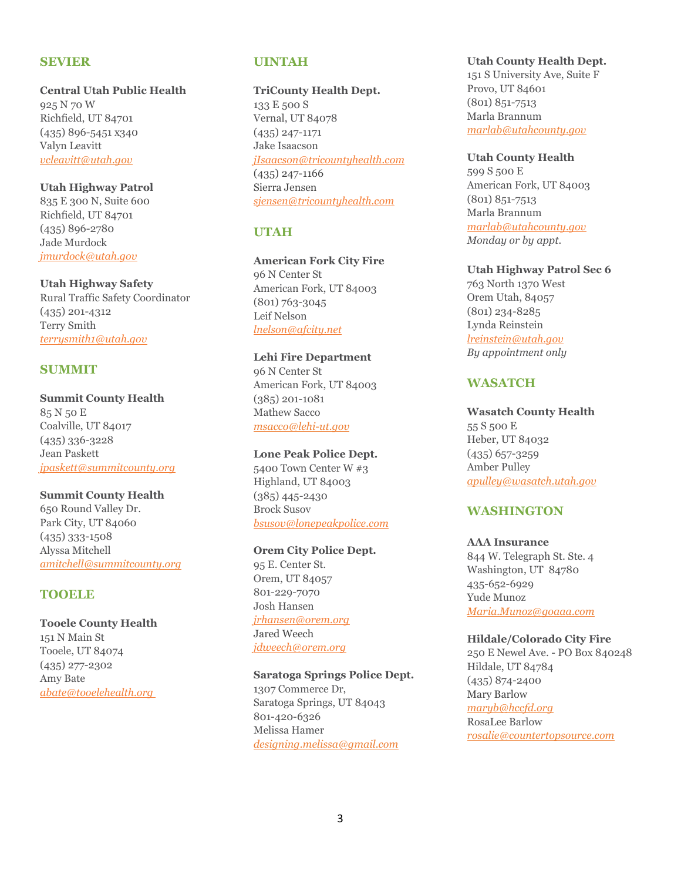## SEVIER

**Central Utah Public Health**
925 N 70 W
Richfield, UT 84701
(435) 896-5451 x340
Valyn Leavitt
*vcleavitt@utah.gov*

**Utah Highway Patrol**
835 E 300 N, Suite 600
Richfield, UT 84701
(435) 896-2780
Jade Murdock
*jmurdock@utah.gov*

**Utah Highway Safety**
Rural Traffic Safety Coordinator
(435) 201-4312
Terry Smith
*terrysmith1@utah.gov*

## SUMMIT

**Summit County Health**
85 N 50 E
Coalville, UT 84017
(435) 336-3228
Jean Paskett
*jpaskett@summitcounty.org*

**Summit County Health**
650 Round Valley Dr.
Park City, UT 84060
(435) 333-1508
Alyssa Mitchell
*amitchell@summitcounty.org*

## TOOELE

**Tooele County Health**
151 N Main St
Tooele, UT 84074
(435) 277-2302
Amy Bate
*abate@tooelehealth.org*

## UINTAH

**TriCounty Health Dept.**
133 E 500 S
Vernal, UT 84078
(435) 247-1171
Jake Isaacson
*jIsaacson@tricountyhealth.com*
(435) 247-1166
Sierra Jensen
*sjensen@tricountyhealth.com*

## UTAH

**American Fork City Fire**
96 N Center St
American Fork, UT 84003
(801) 763-3045
Leif Nelson
*lnelson@afcity.net*

**Lehi Fire Department**
96 N Center St
American Fork, UT 84003
(385) 201-1081
Mathew Sacco
*msacco@lehi-ut.gov*

**Lone Peak Police Dept.**
5400 Town Center W #3
Highland, UT 84003
(385) 445-2430
Brock Susov
*bsusov@lonepeakpolice.com*

**Orem City Police Dept.**
95 E. Center St.
Orem, UT 84057
801-229-7070
Josh Hansen
*jrhansen@orem.org*
Jared Weech
*jdweech@orem.org*

**Saratoga Springs Police Dept.**
1307 Commerce Dr,
Saratoga Springs, UT 84043
801-420-6326
Melissa Hamer
*designing.melissa@gmail.com*

**Utah County Health Dept.**
151 S University Ave, Suite F
Provo, UT 84601
(801) 851-7513
Marla Brannum
*marlab@utahcounty.gov*

**Utah County Health**
599 S 500 E
American Fork, UT 84003
(801) 851-7513
Marla Brannum
*marlab@utahcounty.gov*
*Monday or by appt.*

**Utah Highway Patrol Sec 6**
763 North 1370 West
Orem Utah, 84057
(801) 234-8285
Lynda Reinstein
*lreinstein@utah.gov*
*By appointment only*

## WASATCH

**Wasatch County Health**
55 S 500 E
Heber, UT 84032
(435) 657-3259
Amber Pulley
*apulley@wasatch.utah.gov*

## WASHINGTON

**AAA Insurance**
844 W. Telegraph St. Ste. 4
Washington, UT 84780
435-652-6929
Yude Munoz
*Maria.Munoz@goaaa.com*

**Hildale/Colorado City Fire**
250 E Newel Ave. - PO Box 840248
Hildale, UT 84784
(435) 874-2400
Mary Barlow
*maryb@hccfd.org*
RosaLee Barlow
*rosalie@countertopsource.com*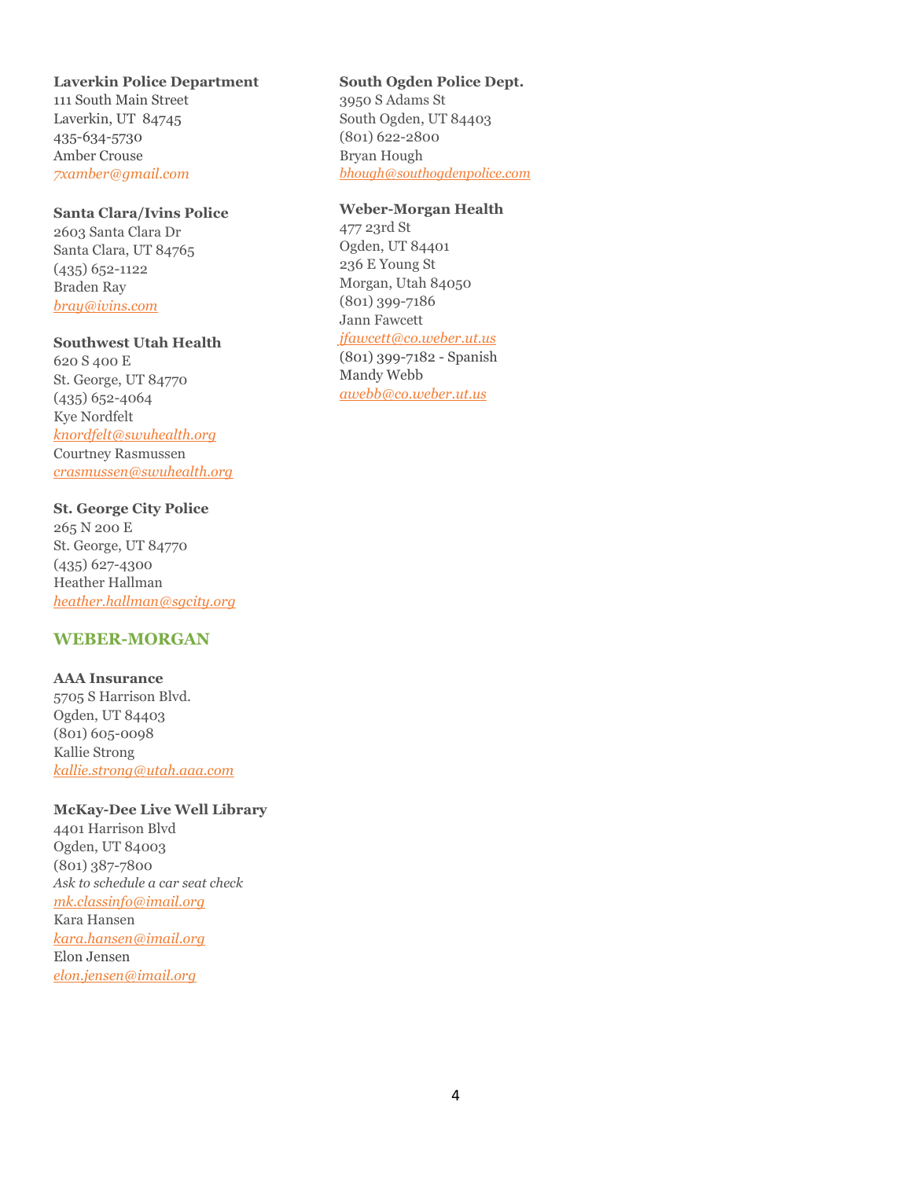**Laverkin Police Department**
111 South Main Street
Laverkin, UT 84745
435-634-5730
Amber Crouse
*7xamber@gmail.com*

**Santa Clara/Ivins Police**
2603 Santa Clara Dr
Santa Clara, UT 84765
(435) 652-1122
Braden Ray
*bray@ivins.com*

**Southwest Utah Health**
620 S 400 E
St. George, UT 84770
(435) 652-4064
Kye Nordfelt
*knordfelt@swuhealth.org*
Courtney Rasmussen
*crasmussen@swuhealth.org*

**St. George City Police**
265 N 200 E
St. George, UT 84770
(435) 627-4300
Heather Hallman
*heather.hallman@sgcity.org*

## WEBER-MORGAN

**AAA Insurance**
5705 S Harrison Blvd.
Ogden, UT 84403
(801) 605-0098
Kallie Strong
*kallie.strong@utah.aaa.com*

**McKay-Dee Live Well Library**
4401 Harrison Blvd
Ogden, UT 84003
(801) 387-7800
*Ask to schedule a car seat check*
*mk.classinfo@imail.org*
Kara Hansen
*kara.hansen@imail.org*
Elon Jensen
*elon.jensen@imail.org*

**South Ogden Police Dept.**
3950 S Adams St
South Ogden, UT 84403
(801) 622-2800
Bryan Hough
*bhough@southogdenpolice.com*

**Weber-Morgan Health**
477 23rd St
Ogden, UT 84401
236 E Young St
Morgan, Utah 84050
(801) 399-7186
Jann Fawcett
*jfawcett@co.weber.ut.us*
(801) 399-7182 - Spanish
Mandy Webb
*awebb@co.weber.ut.us*